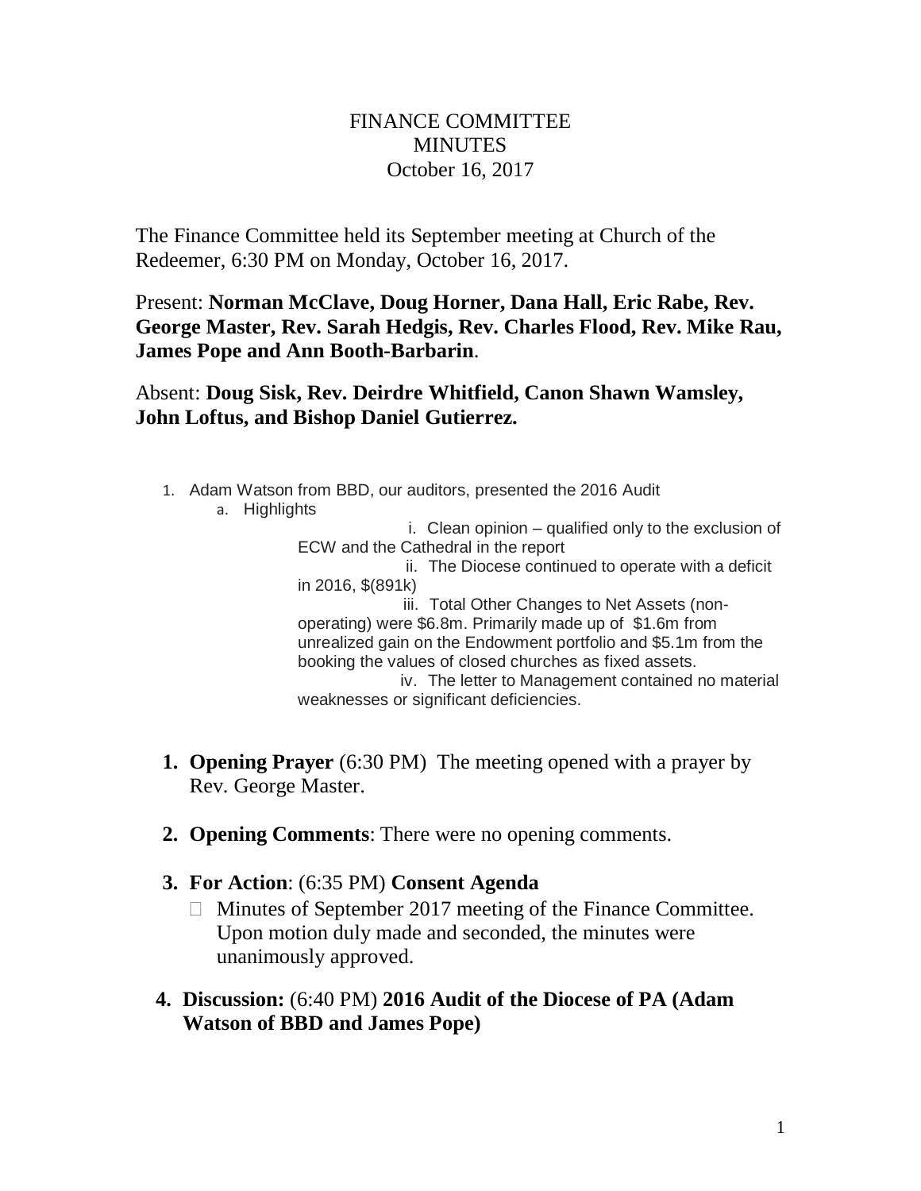# FINANCE COMMITTEE
## MINUTES
### October 16, 2017

The Finance Committee held its September meeting at Church of the Redeemer, 6:30 PM on Monday, October 16, 2017.

Present: **Norman McClave, Doug Horner, Dana Hall, Eric Rabe, Rev. George Master, Rev. Sarah Hedgis, Rev. Charles Flood, Rev. Mike Rau, James Pope and Ann Booth-Barbarin**.

Absent: **Doug Sisk, Rev. Deirdre Whitfield, Canon Shawn Wamsley, John Loftus, and Bishop Daniel Gutierrez.**

1. Adam Watson from BBD, our auditors, presented the 2016 Audit
   a. Highlights
      i. Clean opinion – qualified only to the exclusion of ECW and the Cathedral in the report
      ii. The Diocese continued to operate with a deficit in 2016, $(891k)
      iii. Total Other Changes to Net Assets (non-operating) were $6.8m. Primarily made up of $1.6m from unrealized gain on the Endowment portfolio and $5.1m from the booking the values of closed churches as fixed assets.
      iv. The letter to Management contained no material weaknesses or significant deficiencies.

1. **Opening Prayer** (6:30 PM) The meeting opened with a prayer by Rev. George Master.

2. **Opening Comments**: There were no opening comments.

3. **For Action**: (6:35 PM) **Consent Agenda**
   - Minutes of September 2017 meeting of the Finance Committee. Upon motion duly made and seconded, the minutes were unanimously approved.

4. **Discussion:** (6:40 PM) **2016 Audit of the Diocese of PA (Adam Watson of BBD and James Pope)**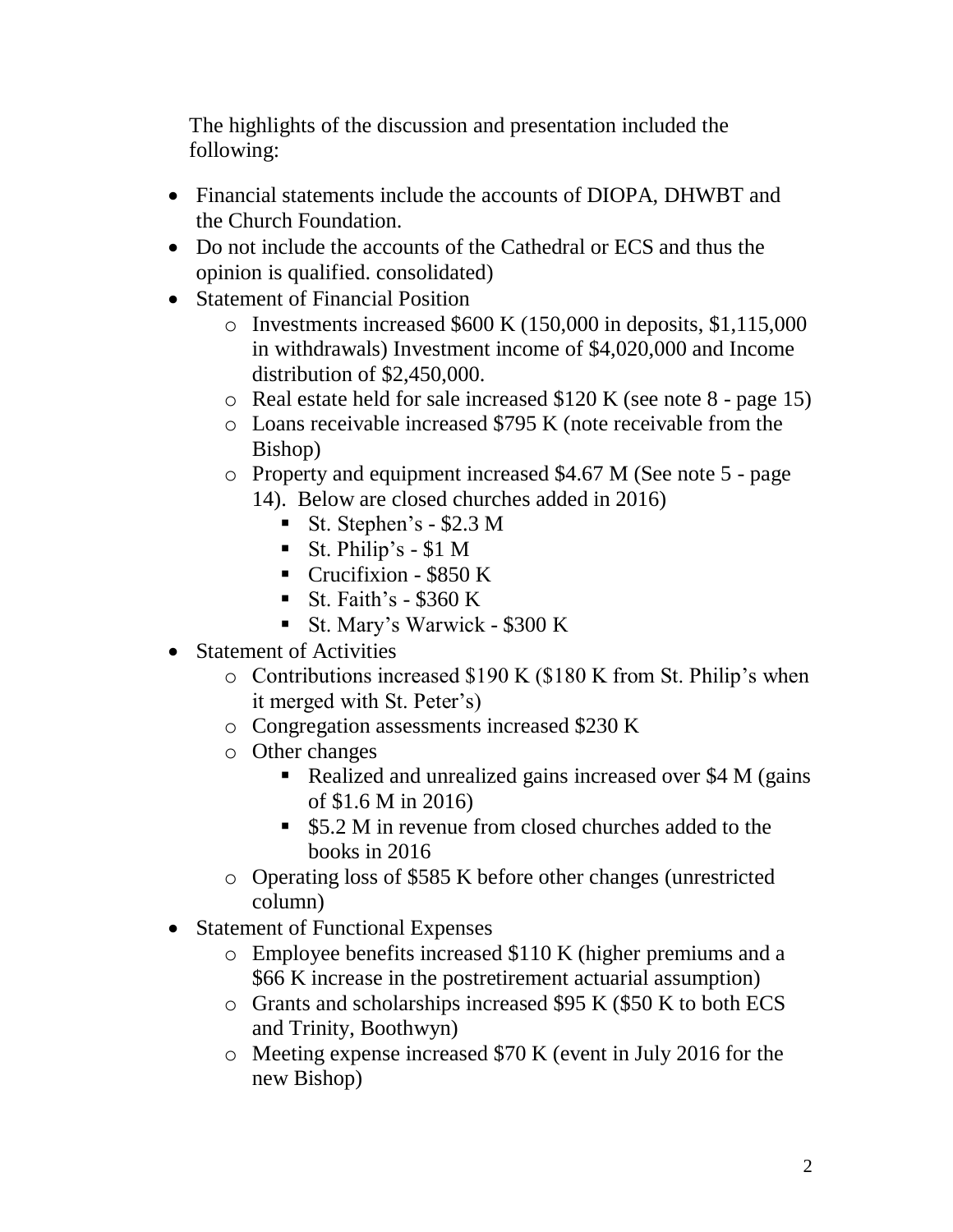The highlights of the discussion and presentation included the following:

- Financial statements include the accounts of DIOPA, DHWBT and the Church Foundation.
- Do not include the accounts of the Cathedral or ECS and thus the opinion is qualified. consolidated)
- Statement of Financial Position
  - Investments increased $600 K (150,000 in deposits, $1,115,000 in withdrawals) Investment income of $4,020,000 and Income distribution of $2,450,000.
  - Real estate held for sale increased $120 K (see note 8 - page 15)
  - Loans receivable increased $795 K (note receivable from the Bishop)
  - Property and equipment increased $4.67 M (See note 5 - page 14). Below are closed churches added in 2016)
    - St. Stephen's - $2.3 M
    - St. Philip's - $1 M
    - Crucifixion - $850 K
    - St. Faith's - $360 K
    - St. Mary's Warwick - $300 K
- Statement of Activities
  - Contributions increased $190 K ($180 K from St. Philip's when it merged with St. Peter's)
  - Congregation assessments increased $230 K
  - Other changes
    - Realized and unrealized gains increased over $4 M (gains of $1.6 M in 2016)
    - $5.2 M in revenue from closed churches added to the books in 2016
  - Operating loss of $585 K before other changes (unrestricted column)
- Statement of Functional Expenses
  - Employee benefits increased $110 K (higher premiums and a $66 K increase in the postretirement actuarial assumption)
  - Grants and scholarships increased $95 K ($50 K to both ECS and Trinity, Boothwyn)
  - Meeting expense increased $70 K (event in July 2016 for the new Bishop)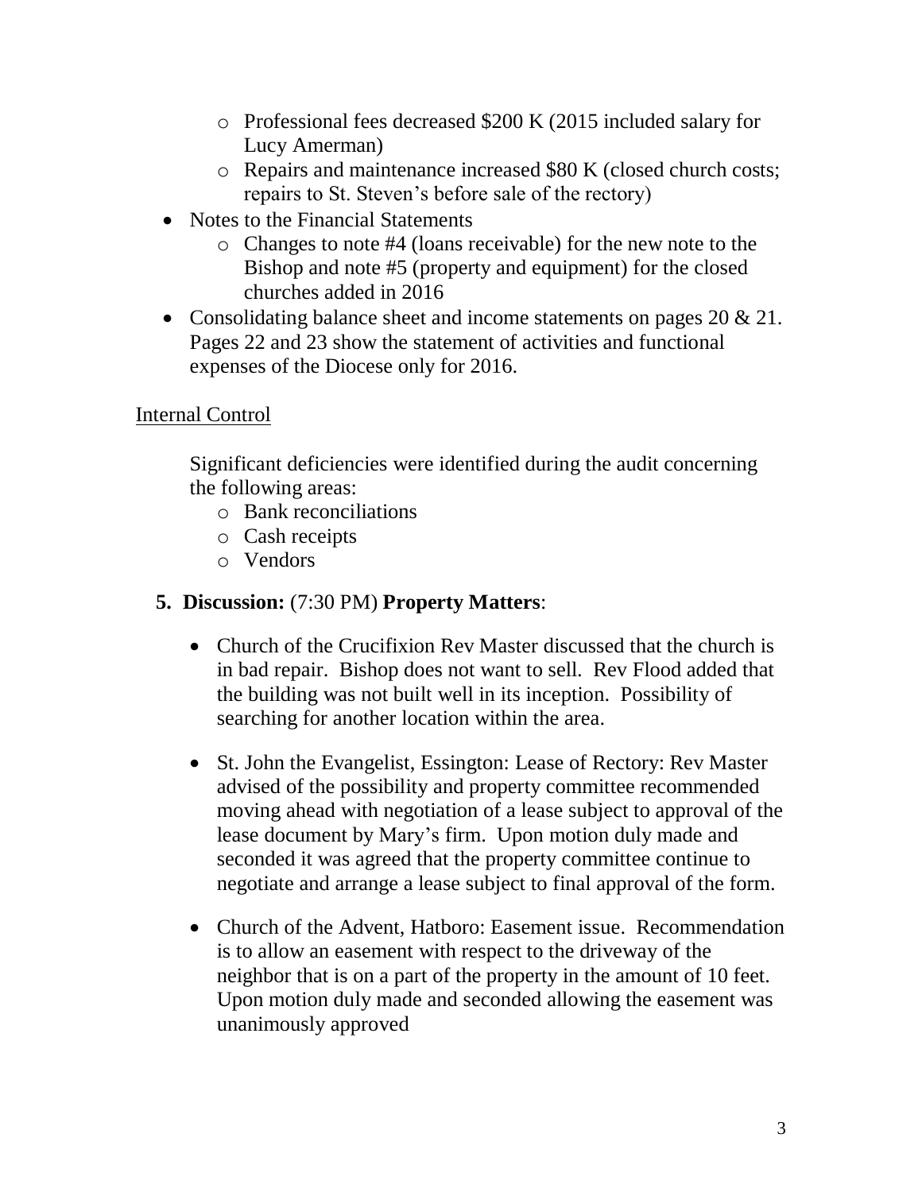- Professional fees decreased $200 K (2015 included salary for Lucy Amerman)
    - Repairs and maintenance increased $80 K (closed church costs; repairs to St. Steven's before sale of the rectory)
- Notes to the Financial Statements
    - Changes to note #4 (loans receivable) for the new note to the Bishop and note #5 (property and equipment) for the closed churches added in 2016
- Consolidating balance sheet and income statements on pages 20 & 21. Pages 22 and 23 show the statement of activities and functional expenses of the Diocese only for 2016.

<u>Internal Control</u>

Significant deficiencies were identified during the audit concerning the following areas:

- Bank reconciliations
- Cash receipts
- Vendors

**5. Discussion:** (7:30 PM) **Property Matters**:

- Church of the Crucifixion Rev Master discussed that the church is in bad repair. Bishop does not want to sell. Rev Flood added that the building was not built well in its inception. Possibility of searching for another location within the area.

- St. John the Evangelist, Essington: Lease of Rectory: Rev Master advised of the possibility and property committee recommended moving ahead with negotiation of a lease subject to approval of the lease document by Mary's firm. Upon motion duly made and seconded it was agreed that the property committee continue to negotiate and arrange a lease subject to final approval of the form.

- Church of the Advent, Hatboro: Easement issue. Recommendation is to allow an easement with respect to the driveway of the neighbor that is on a part of the property in the amount of 10 feet. Upon motion duly made and seconded allowing the easement was unanimously approved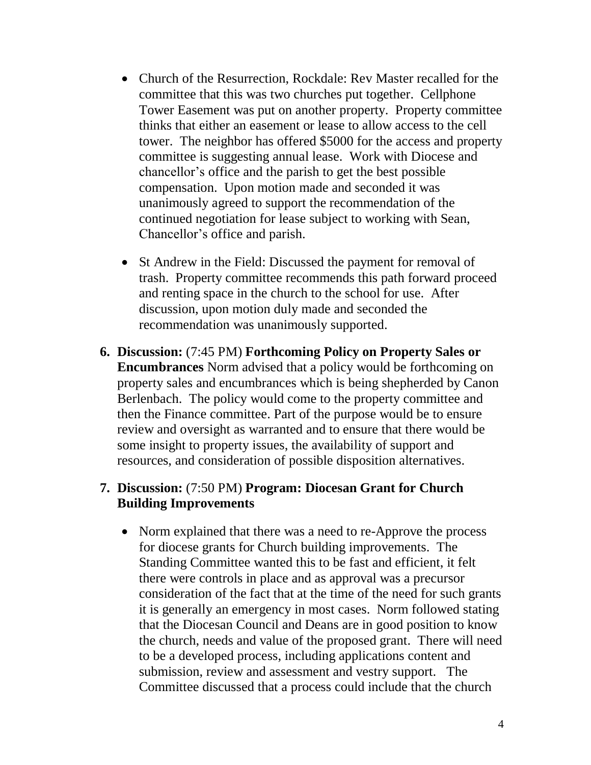- Church of the Resurrection, Rockdale: Rev Master recalled for the committee that this was two churches put together. Cellphone Tower Easement was put on another property. Property committee thinks that either an easement or lease to allow access to the cell tower. The neighbor has offered $5000 for the access and property committee is suggesting annual lease. Work with Diocese and chancellor's office and the parish to get the best possible compensation. Upon motion made and seconded it was unanimously agreed to support the recommendation of the continued negotiation for lease subject to working with Sean, Chancellor's office and parish.

- St Andrew in the Field: Discussed the payment for removal of trash. Property committee recommends this path forward proceed and renting space in the church to the school for use. After discussion, upon motion duly made and seconded the recommendation was unanimously supported.

6. **Discussion:** (7:45 PM) **Forthcoming Policy on Property Sales or Encumbrances** Norm advised that a policy would be forthcoming on property sales and encumbrances which is being shepherded by Canon Berlenbach. The policy would come to the property committee and then the Finance committee. Part of the purpose would be to ensure review and oversight as warranted and to ensure that there would be some insight to property issues, the availability of support and resources, and consideration of possible disposition alternatives.

7. **Discussion:** (7:50 PM) **Program: Diocesan Grant for Church Building Improvements**

   - Norm explained that there was a need to re-Approve the process for diocese grants for Church building improvements. The Standing Committee wanted this to be fast and efficient, it felt there were controls in place and as approval was a precursor consideration of the fact that at the time of the need for such grants it is generally an emergency in most cases. Norm followed stating that the Diocesan Council and Deans are in good position to know the church, needs and value of the proposed grant. There will need to be a developed process, including applications content and submission, review and assessment and vestry support. The Committee discussed that a process could include that the church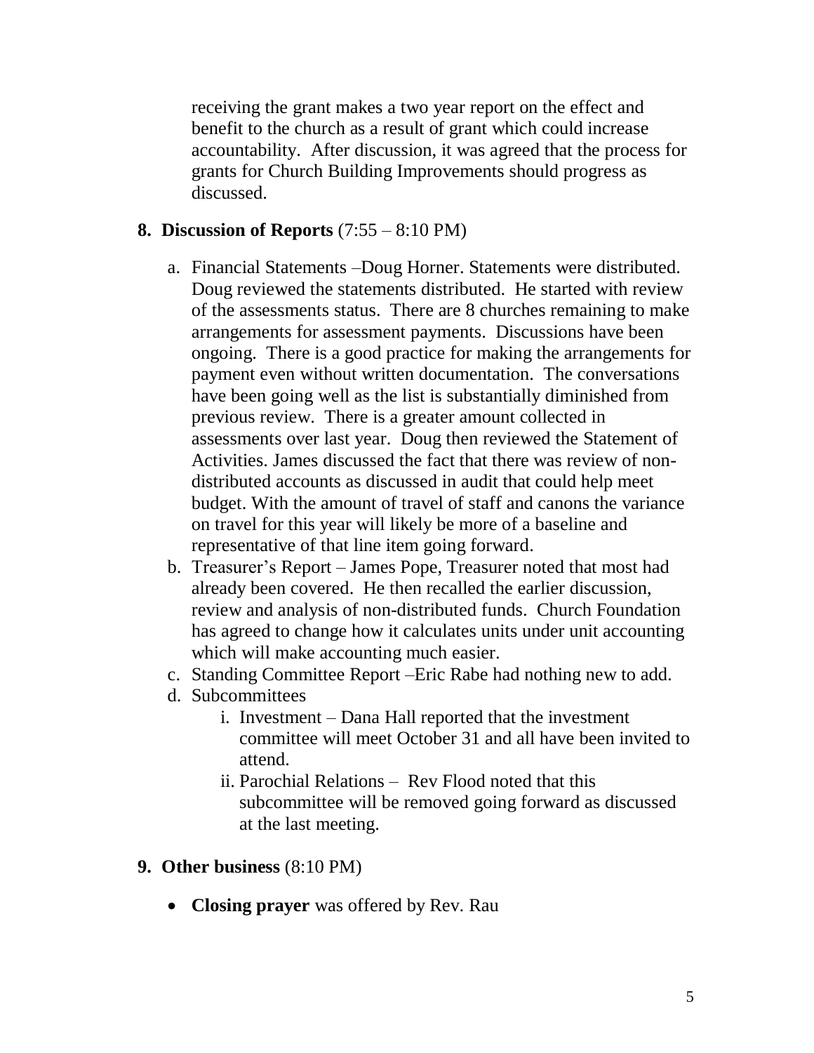receiving the grant makes a two year report on the effect and benefit to the church as a result of grant which could increase accountability. After discussion, it was agreed that the process for grants for Church Building Improvements should progress as discussed.

8. **Discussion of Reports** (7:55 – 8:10 PM)

   a. Financial Statements –Doug Horner. Statements were distributed. Doug reviewed the statements distributed. He started with review of the assessments status. There are 8 churches remaining to make arrangements for assessment payments. Discussions have been ongoing. There is a good practice for making the arrangements for payment even without written documentation. The conversations have been going well as the list is substantially diminished from previous review. There is a greater amount collected in assessments over last year. Doug then reviewed the Statement of Activities. James discussed the fact that there was review of non-distributed accounts as discussed in audit that could help meet budget. With the amount of travel of staff and canons the variance on travel for this year will likely be more of a baseline and representative of that line item going forward.
   b. Treasurer's Report – James Pope, Treasurer noted that most had already been covered. He then recalled the earlier discussion, review and analysis of non-distributed funds. Church Foundation has agreed to change how it calculates units under unit accounting which will make accounting much easier.
   c. Standing Committee Report –Eric Rabe had nothing new to add.
   d. Subcommittees
      i. Investment – Dana Hall reported that the investment committee will meet October 31 and all have been invited to attend.
      ii. Parochial Relations – Rev Flood noted that this subcommittee will be removed going forward as discussed at the last meeting.

9. **Other business** (8:10 PM)

   - **Closing prayer** was offered by Rev. Rau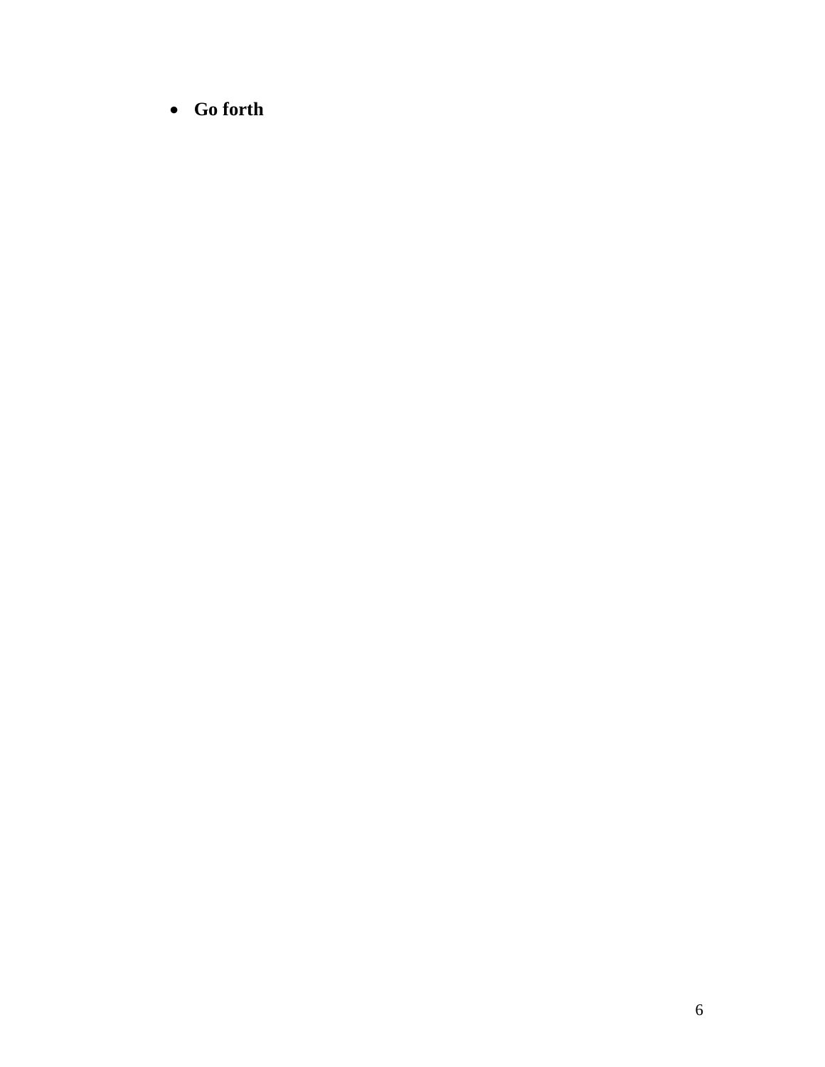- **Go forth**